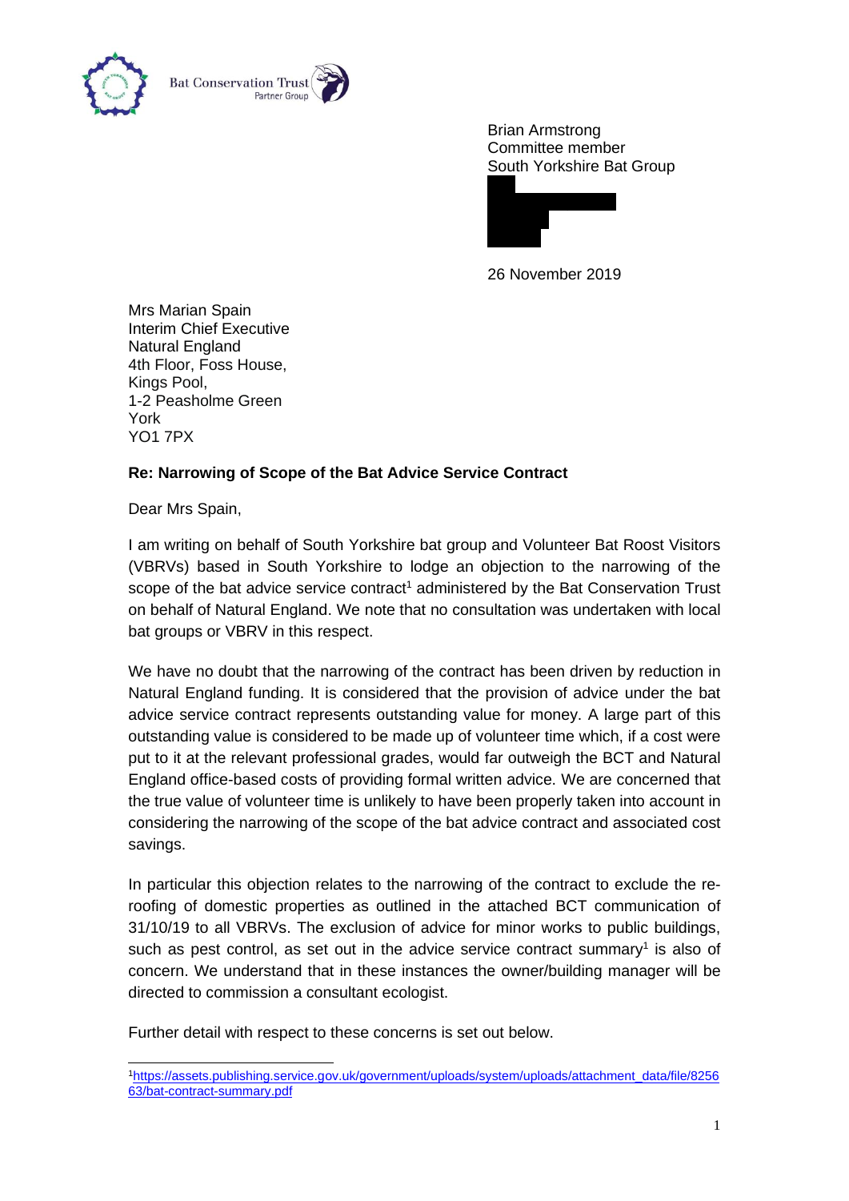Bat Conservation Trust Partner Group

Brian Armstrong
Committee member
South Yorkshire Bat Group

26 November 2019

Mrs Marian Spain
Interim Chief Executive
Natural England
4th Floor, Foss House,
Kings Pool,
1-2 Peasholme Green
York
YO1 7PX

**Re: Narrowing of Scope of the Bat Advice Service Contract**

Dear Mrs Spain,

I am writing on behalf of South Yorkshire bat group and Volunteer Bat Roost Visitors (VBRVs) based in South Yorkshire to lodge an objection to the narrowing of the scope of the bat advice service contract[1] administered by the Bat Conservation Trust on behalf of Natural England. We note that no consultation was undertaken with local bat groups or VBRV in this respect.

We have no doubt that the narrowing of the contract has been driven by reduction in Natural England funding. It is considered that the provision of advice under the bat advice service contract represents outstanding value for money. A large part of this outstanding value is considered to be made up of volunteer time which, if a cost were put to it at the relevant professional grades, would far outweigh the BCT and Natural England office-based costs of providing formal written advice. We are concerned that the true value of volunteer time is unlikely to have been properly taken into account in considering the narrowing of the scope of the bat advice contract and associated cost savings.

In particular this objection relates to the narrowing of the contract to exclude the re-roofing of domestic properties as outlined in the attached BCT communication of 31/10/19 to all VBRVs. The exclusion of advice for minor works to public buildings, such as pest control, as set out in the advice service contract summary[1] is also of concern. We understand that in these instances the owner/building manager will be directed to commission a consultant ecologist.

Further detail with respect to these concerns is set out below.

[1] https://assets.publishing.service.gov.uk/government/uploads/system/uploads/attachment_data/file/825663/bat-contract-summary.pdf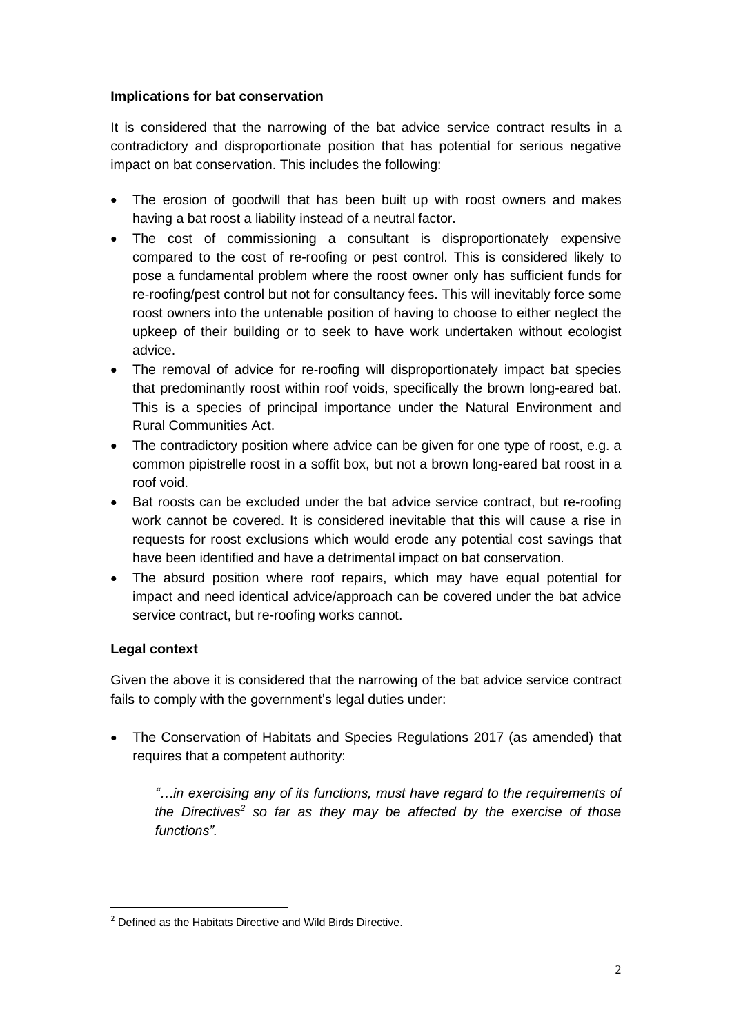**Implications for bat conservation**

It is considered that the narrowing of the bat advice service contract results in a contradictory and disproportionate position that has potential for serious negative impact on bat conservation. This includes the following:

- The erosion of goodwill that has been built up with roost owners and makes having a bat roost a liability instead of a neutral factor.
- The cost of commissioning a consultant is disproportionately expensive compared to the cost of re-roofing or pest control. This is considered likely to pose a fundamental problem where the roost owner only has sufficient funds for re-roofing/pest control but not for consultancy fees. This will inevitably force some roost owners into the untenable position of having to choose to either neglect the upkeep of their building or to seek to have work undertaken without ecologist advice.
- The removal of advice for re-roofing will disproportionately impact bat species that predominantly roost within roof voids, specifically the brown long-eared bat. This is a species of principal importance under the Natural Environment and Rural Communities Act.
- The contradictory position where advice can be given for one type of roost, e.g. a common pipistrelle roost in a soffit box, but not a brown long-eared bat roost in a roof void.
- Bat roosts can be excluded under the bat advice service contract, but re-roofing work cannot be covered. It is considered inevitable that this will cause a rise in requests for roost exclusions which would erode any potential cost savings that have been identified and have a detrimental impact on bat conservation.
- The absurd position where roof repairs, which may have equal potential for impact and need identical advice/approach can be covered under the bat advice service contract, but re-roofing works cannot.

**Legal context**

Given the above it is considered that the narrowing of the bat advice service contract fails to comply with the government's legal duties under:

- The Conservation of Habitats and Species Regulations 2017 (as amended) that requires that a competent authority:

  *"…in exercising any of its functions, must have regard to the requirements of the Directives[2] so far as they may be affected by the exercise of those functions".*

[2] Defined as the Habitats Directive and Wild Birds Directive.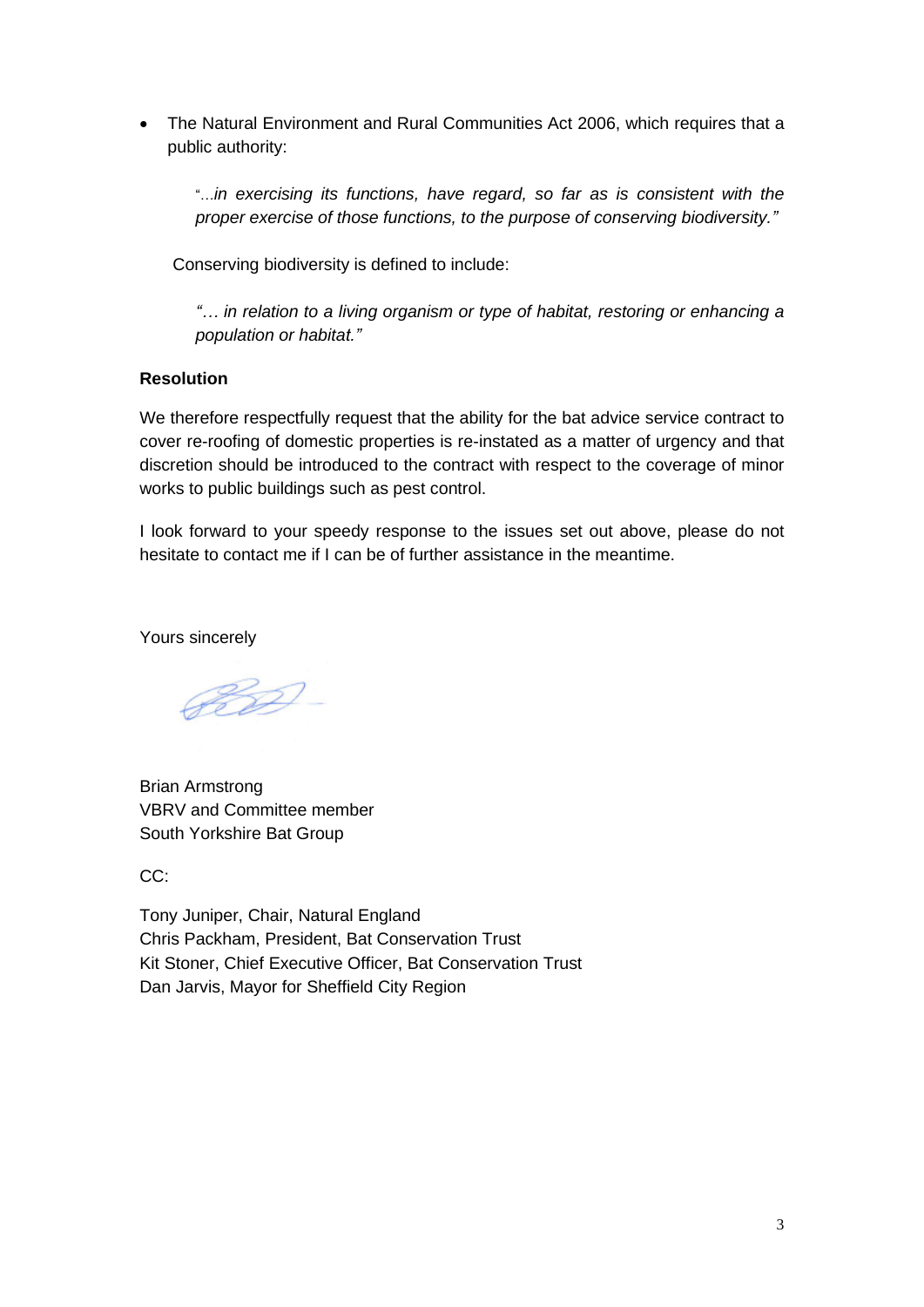- The Natural Environment and Rural Communities Act 2006, which requires that a public authority:

  "…*in exercising its functions, have regard, so far as is consistent with the proper exercise of those functions, to the purpose of conserving biodiversity."*

  Conserving biodiversity is defined to include:

  *"… in relation to a living organism or type of habitat, restoring or enhancing a population or habitat."*

**Resolution**

We therefore respectfully request that the ability for the bat advice service contract to cover re-roofing of domestic properties is re-instated as a matter of urgency and that discretion should be introduced to the contract with respect to the coverage of minor works to public buildings such as pest control.

I look forward to your speedy response to the issues set out above, please do not hesitate to contact me if I can be of further assistance in the meantime.

Yours sincerely

Brian Armstrong
VBRV and Committee member
South Yorkshire Bat Group

CC:

Tony Juniper, Chair, Natural England
Chris Packham, President, Bat Conservation Trust
Kit Stoner, Chief Executive Officer, Bat Conservation Trust
Dan Jarvis, Mayor for Sheffield City Region